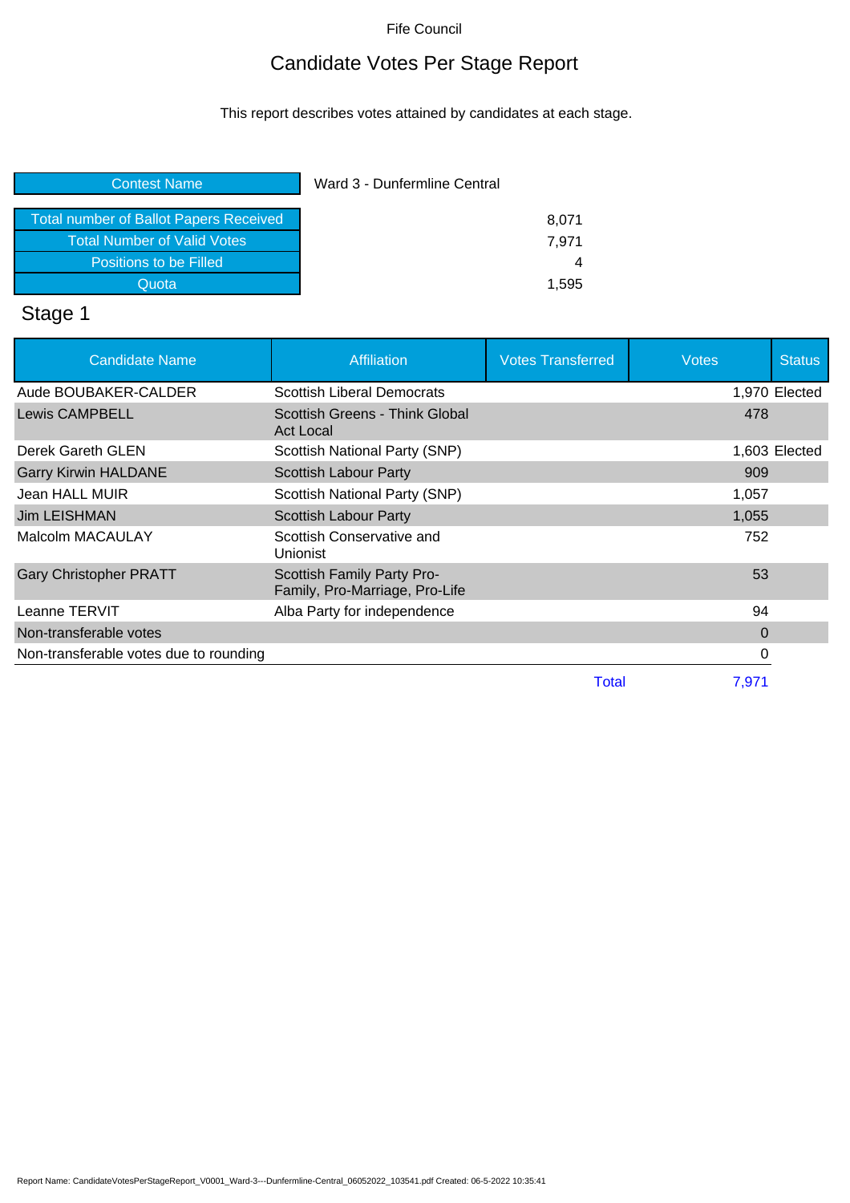Fife Council

# Candidate Votes Per Stage Report

This report describes votes attained by candidates at each stage.

| Contest Name | Ward 3 - Dunfermline Central |
|---|---|
| Total number of Ballot Papers Received | 8,071 |
| Total Number of Valid Votes | 7,971 |
| Positions to be Filled | 4 |
| Quota | 1,595 |

## Stage 1

| Candidate Name | Affiliation | Votes Transferred | Votes | Status |
|---|---|---|---|---|
| Aude BOUBAKER-CALDER | Scottish Liberal Democrats | | 1,970 | Elected |
| Lewis CAMPBELL | Scottish Greens - Think Global Act Local | | 478 | |
| Derek Gareth GLEN | Scottish National Party (SNP) | | 1,603 | Elected |
| Garry Kirwin HALDANE | Scottish Labour Party | | 909 | |
| Jean HALL MUIR | Scottish National Party (SNP) | | 1,057 | |
| Jim LEISHMAN | Scottish Labour Party | | 1,055 | |
| Malcolm MACAULAY | Scottish Conservative and Unionist | | 752 | |
| Gary Christopher PRATT | Scottish Family Party Pro-Family, Pro-Marriage, Pro-Life | | 53 | |
| Leanne TERVIT | Alba Party for independence | | 94 | |
| Non-transferable votes | | | 0 | |
| Non-transferable votes due to rounding | | | 0 | |
| | | Total | 7,971 | |

Report Name: CandidateVotesPerStageReport_V0001_Ward-3---Dunfermline-Central_06052022_103541.pdf Created: 06-5-2022 10:35:41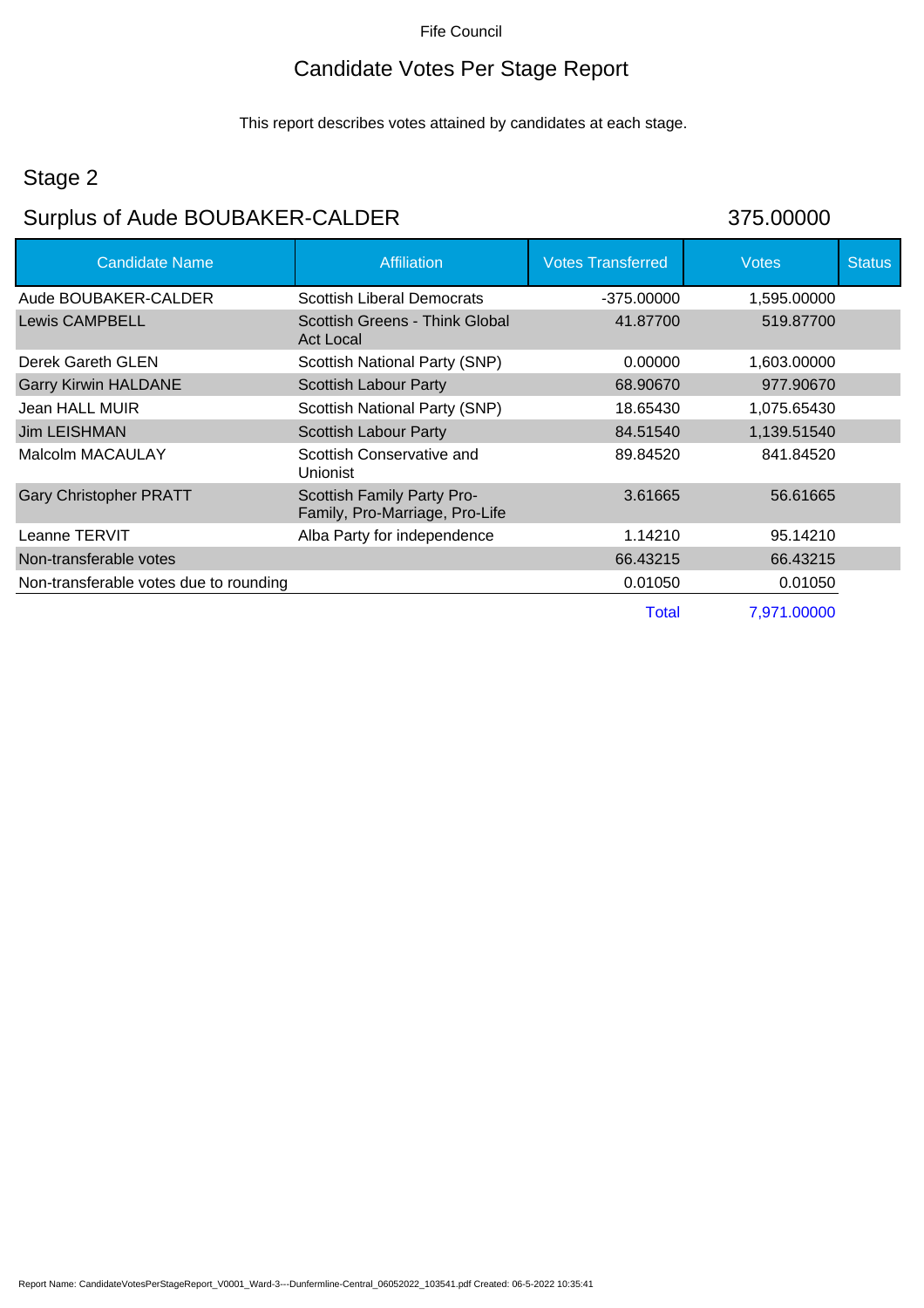Fife Council

# Candidate Votes Per Stage Report

This report describes votes attained by candidates at each stage.

## Stage 2

## Surplus of Aude BOUBAKER-CALDER 375.00000

| Candidate Name | Affiliation | Votes Transferred | Votes | Status |
|---|---|---|---|---|
| Aude BOUBAKER-CALDER | Scottish Liberal Democrats | -375.00000 | 1,595.00000 | |
| Lewis CAMPBELL | Scottish Greens - Think Global Act Local | 41.87700 | 519.87700 | |
| Derek Gareth GLEN | Scottish National Party (SNP) | 0.00000 | 1,603.00000 | |
| Garry Kirwin HALDANE | Scottish Labour Party | 68.90670 | 977.90670 | |
| Jean HALL MUIR | Scottish National Party (SNP) | 18.65430 | 1,075.65430 | |
| Jim LEISHMAN | Scottish Labour Party | 84.51540 | 1,139.51540 | |
| Malcolm MACAULAY | Scottish Conservative and Unionist | 89.84520 | 841.84520 | |
| Gary Christopher PRATT | Scottish Family Party Pro-Family, Pro-Marriage, Pro-Life | 3.61665 | 56.61665 | |
| Leanne TERVIT | Alba Party for independence | 1.14210 | 95.14210 | |
| Non-transferable votes | | 66.43215 | 66.43215 | |
| Non-transferable votes due to rounding | | 0.01050 | 0.01050 | |
| | | Total | 7,971.00000 | |

Report Name: CandidateVotesPerStageReport_V0001_Ward-3---Dunfermline-Central_06052022_103541.pdf Created: 06-5-2022 10:35:41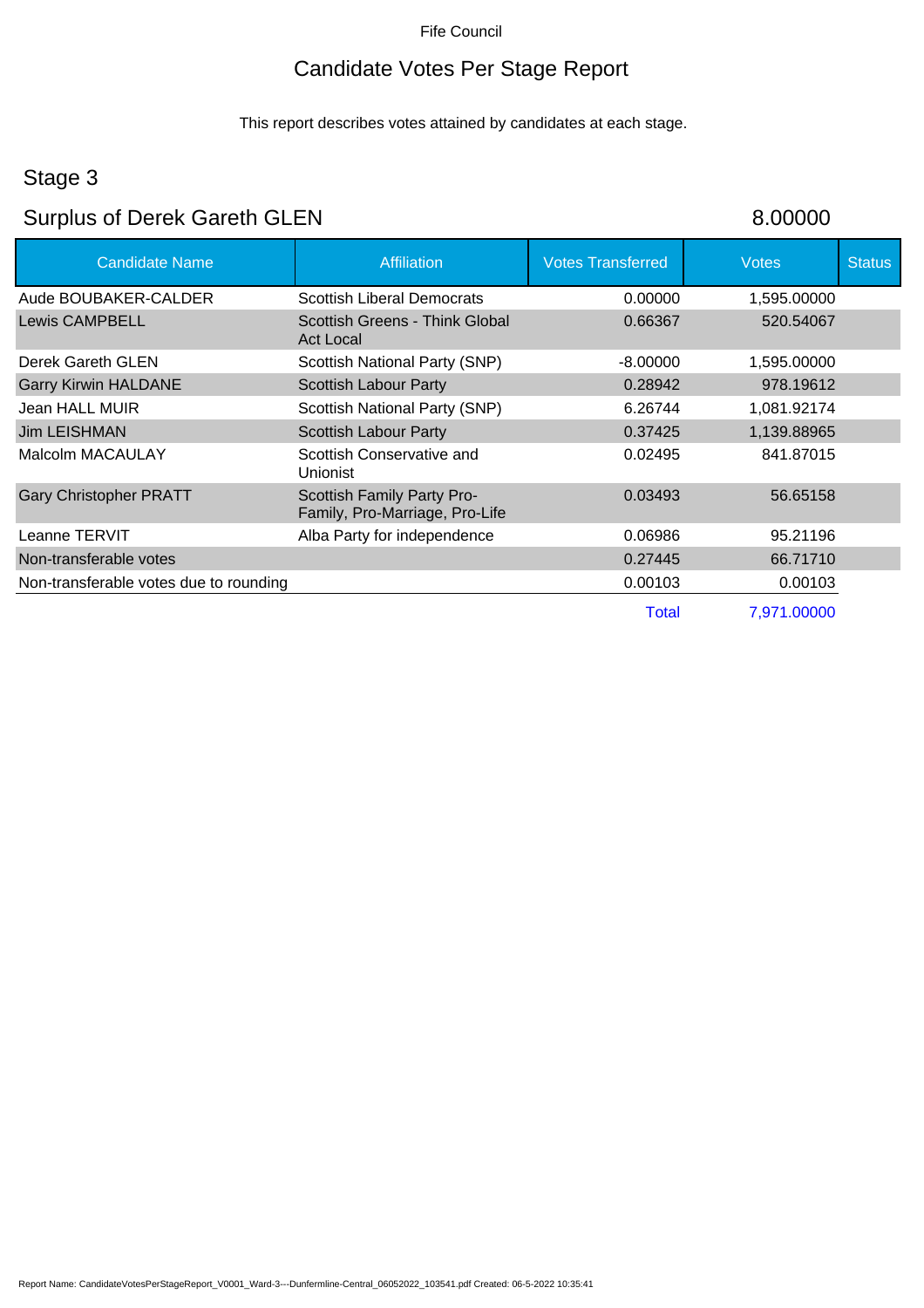Fife Council

# Candidate Votes Per Stage Report

This report describes votes attained by candidates at each stage.

## Stage 3

## Surplus of Derek Gareth GLEN — 8.00000

| Candidate Name | Affiliation | Votes Transferred | Votes | Status |
|---|---|---|---|---|
| Aude BOUBAKER-CALDER | Scottish Liberal Democrats | 0.00000 | 1,595.00000 | |
| Lewis CAMPBELL | Scottish Greens - Think Global Act Local | 0.66367 | 520.54067 | |
| Derek Gareth GLEN | Scottish National Party (SNP) | -8.00000 | 1,595.00000 | |
| Garry Kirwin HALDANE | Scottish Labour Party | 0.28942 | 978.19612 | |
| Jean HALL MUIR | Scottish National Party (SNP) | 6.26744 | 1,081.92174 | |
| Jim LEISHMAN | Scottish Labour Party | 0.37425 | 1,139.88965 | |
| Malcolm MACAULAY | Scottish Conservative and Unionist | 0.02495 | 841.87015 | |
| Gary Christopher PRATT | Scottish Family Party Pro-Family, Pro-Marriage, Pro-Life | 0.03493 | 56.65158 | |
| Leanne TERVIT | Alba Party for independence | 0.06986 | 95.21196 | |
| Non-transferable votes | | 0.27445 | 66.71710 | |
| Non-transferable votes due to rounding | | 0.00103 | 0.00103 | |
| | | Total | 7,971.00000 | |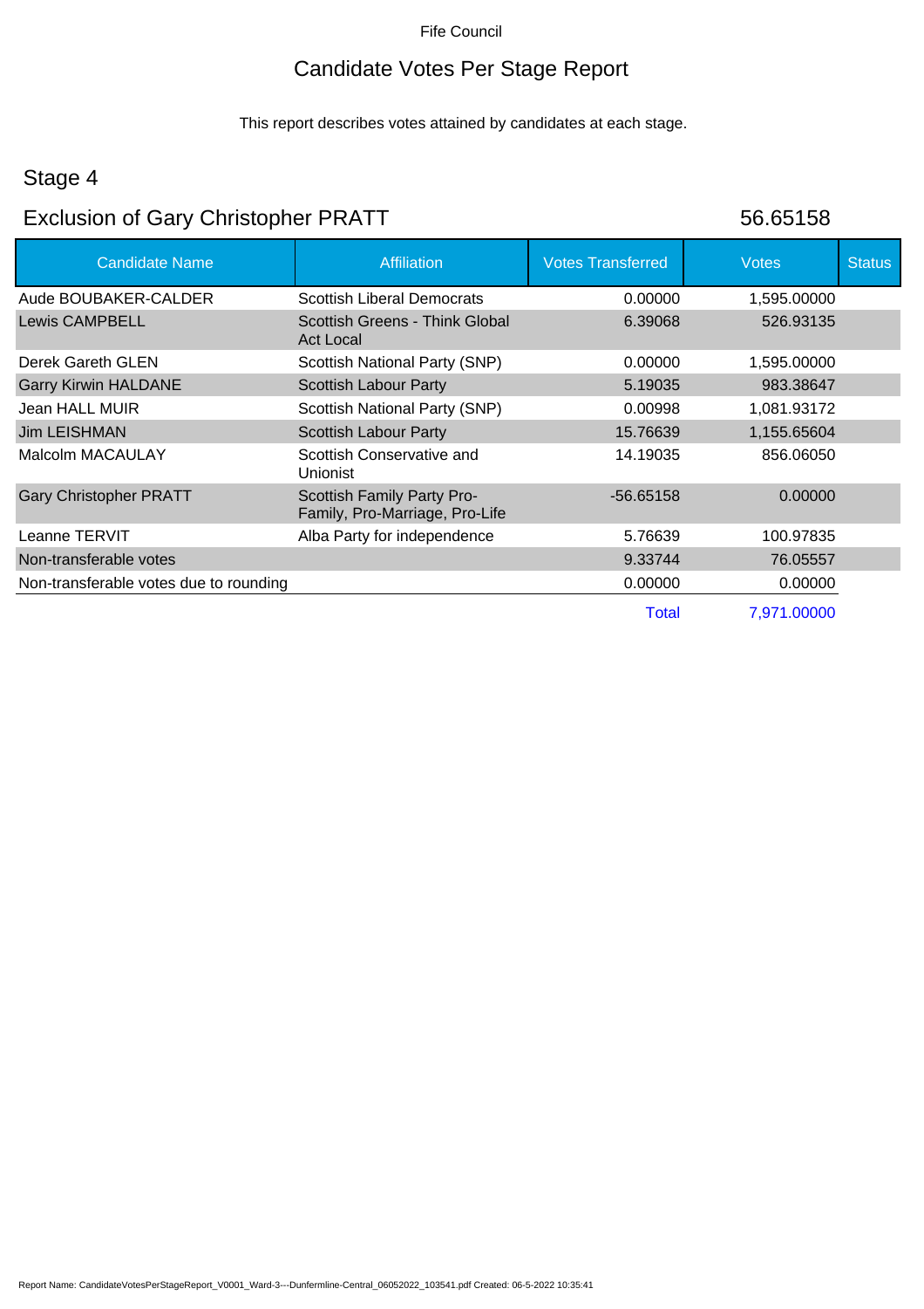Fife Council

# Candidate Votes Per Stage Report

This report describes votes attained by candidates at each stage.

## Stage 4

## Exclusion of Gary Christopher PRATT 56.65158

| Candidate Name | Affiliation | Votes Transferred | Votes | Status |
|---|---|---|---|---|
| Aude BOUBAKER-CALDER | Scottish Liberal Democrats | 0.00000 | 1,595.00000 | |
| Lewis CAMPBELL | Scottish Greens - Think Global Act Local | 6.39068 | 526.93135 | |
| Derek Gareth GLEN | Scottish National Party (SNP) | 0.00000 | 1,595.00000 | |
| Garry Kirwin HALDANE | Scottish Labour Party | 5.19035 | 983.38647 | |
| Jean HALL MUIR | Scottish National Party (SNP) | 0.00998 | 1,081.93172 | |
| Jim LEISHMAN | Scottish Labour Party | 15.76639 | 1,155.65604 | |
| Malcolm MACAULAY | Scottish Conservative and Unionist | 14.19035 | 856.06050 | |
| Gary Christopher PRATT | Scottish Family Party Pro-Family, Pro-Marriage, Pro-Life | -56.65158 | 0.00000 | |
| Leanne TERVIT | Alba Party for independence | 5.76639 | 100.97835 | |
| Non-transferable votes | | 9.33744 | 76.05557 | |
| Non-transferable votes due to rounding | | 0.00000 | 0.00000 | |
| | | Total | 7,971.00000 | |

Report Name: CandidateVotesPerStageReport_V0001_Ward-3---Dunfermline-Central_06052022_103541.pdf Created: 06-5-2022 10:35:41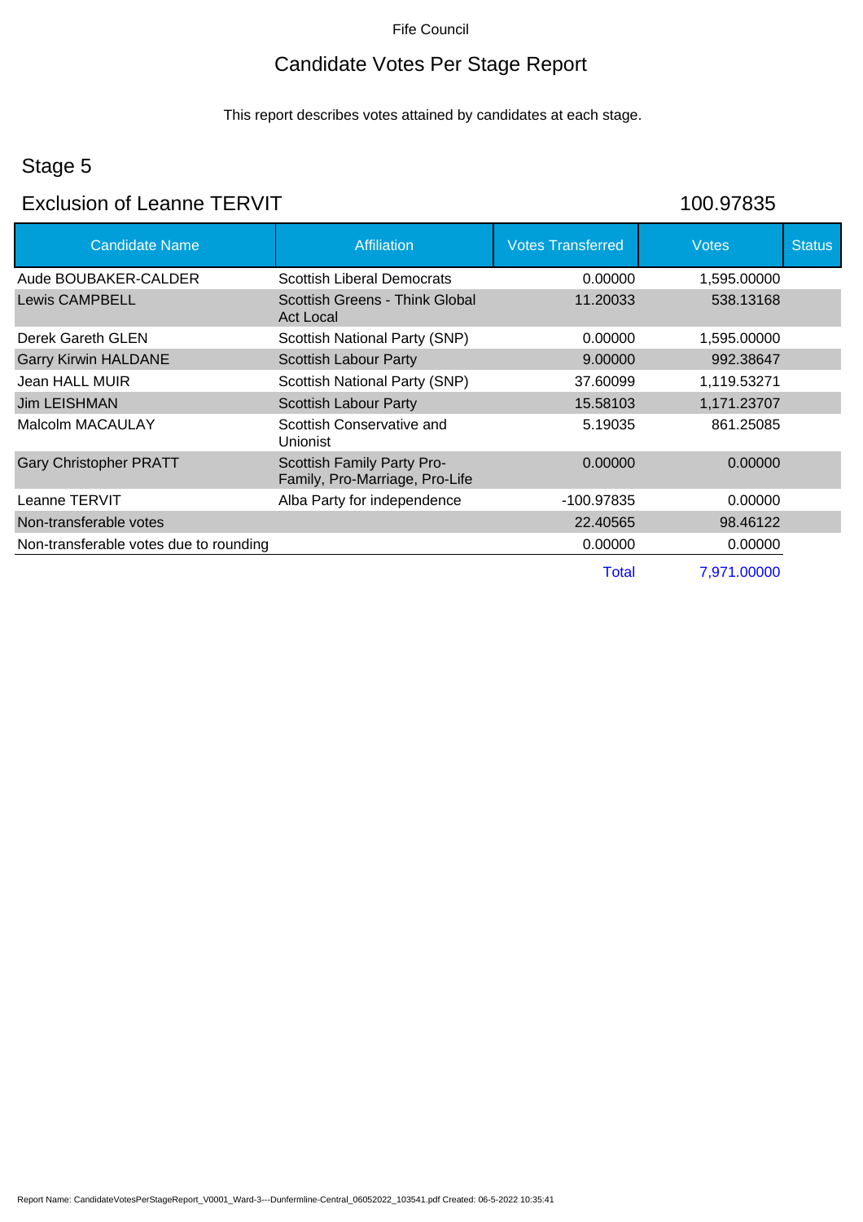Fife Council

# Candidate Votes Per Stage Report

This report describes votes attained by candidates at each stage.

## Stage 5

## Exclusion of Leanne TERVIT 100.97835

| Candidate Name | Affiliation | Votes Transferred | Votes | Status |
|---|---|---|---|---|
| Aude BOUBAKER-CALDER | Scottish Liberal Democrats | 0.00000 | 1,595.00000 | |
| Lewis CAMPBELL | Scottish Greens - Think Global Act Local | 11.20033 | 538.13168 | |
| Derek Gareth GLEN | Scottish National Party (SNP) | 0.00000 | 1,595.00000 | |
| Garry Kirwin HALDANE | Scottish Labour Party | 9.00000 | 992.38647 | |
| Jean HALL MUIR | Scottish National Party (SNP) | 37.60099 | 1,119.53271 | |
| Jim LEISHMAN | Scottish Labour Party | 15.58103 | 1,171.23707 | |
| Malcolm MACAULAY | Scottish Conservative and Unionist | 5.19035 | 861.25085 | |
| Gary Christopher PRATT | Scottish Family Party Pro-Family, Pro-Marriage, Pro-Life | 0.00000 | 0.00000 | |
| Leanne TERVIT | Alba Party for independence | -100.97835 | 0.00000 | |
| Non-transferable votes | | 22.40565 | 98.46122 | |
| Non-transferable votes due to rounding | | 0.00000 | 0.00000 | |
| | | Total | 7,971.00000 | |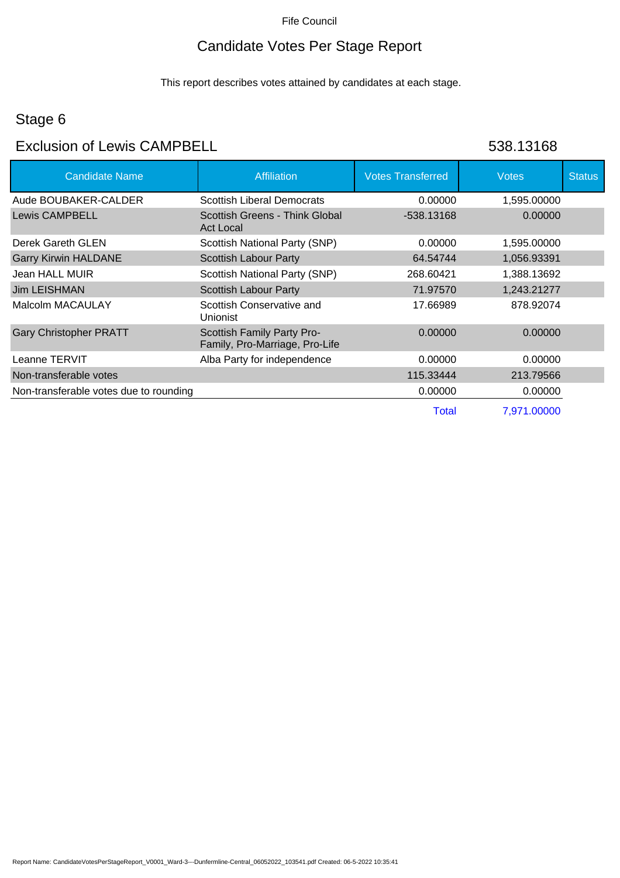Fife Council

# Candidate Votes Per Stage Report

This report describes votes attained by candidates at each stage.

## Stage 6

## Exclusion of Lewis CAMPBELL 538.13168

| Candidate Name | Affiliation | Votes Transferred | Votes | Status |
|---|---|---|---|---|
| Aude BOUBAKER-CALDER | Scottish Liberal Democrats | 0.00000 | 1,595.00000 | |
| Lewis CAMPBELL | Scottish Greens - Think Global Act Local | -538.13168 | 0.00000 | |
| Derek Gareth GLEN | Scottish National Party (SNP) | 0.00000 | 1,595.00000 | |
| Garry Kirwin HALDANE | Scottish Labour Party | 64.54744 | 1,056.93391 | |
| Jean HALL MUIR | Scottish National Party (SNP) | 268.60421 | 1,388.13692 | |
| Jim LEISHMAN | Scottish Labour Party | 71.97570 | 1,243.21277 | |
| Malcolm MACAULAY | Scottish Conservative and Unionist | 17.66989 | 878.92074 | |
| Gary Christopher PRATT | Scottish Family Party Pro-Family, Pro-Marriage, Pro-Life | 0.00000 | 0.00000 | |
| Leanne TERVIT | Alba Party for independence | 0.00000 | 0.00000 | |
| Non-transferable votes | | 115.33444 | 213.79566 | |
| Non-transferable votes due to rounding | | 0.00000 | 0.00000 | |
| | | Total | 7,971.00000 | |

Report Name: CandidateVotesPerStageReport_V0001_Ward-3---Dunfermline-Central_06052022_103541.pdf Created: 06-5-2022 10:35:41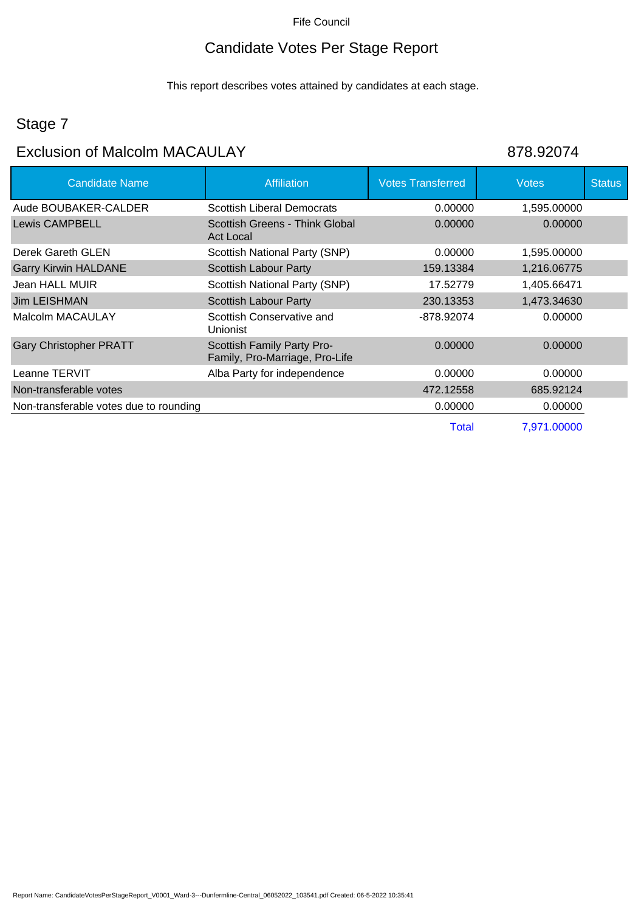Fife Council

# Candidate Votes Per Stage Report

This report describes votes attained by candidates at each stage.

## Stage 7

## Exclusion of Malcolm MACAULAY 878.92074

| Candidate Name | Affiliation | Votes Transferred | Votes | Status |
|---|---|---|---|---|
| Aude BOUBAKER-CALDER | Scottish Liberal Democrats | 0.00000 | 1,595.00000 | |
| Lewis CAMPBELL | Scottish Greens - Think Global Act Local | 0.00000 | 0.00000 | |
| Derek Gareth GLEN | Scottish National Party (SNP) | 0.00000 | 1,595.00000 | |
| Garry Kirwin HALDANE | Scottish Labour Party | 159.13384 | 1,216.06775 | |
| Jean HALL MUIR | Scottish National Party (SNP) | 17.52779 | 1,405.66471 | |
| Jim LEISHMAN | Scottish Labour Party | 230.13353 | 1,473.34630 | |
| Malcolm MACAULAY | Scottish Conservative and Unionist | -878.92074 | 0.00000 | |
| Gary Christopher PRATT | Scottish Family Party Pro-Family, Pro-Marriage, Pro-Life | 0.00000 | 0.00000 | |
| Leanne TERVIT | Alba Party for independence | 0.00000 | 0.00000 | |
| Non-transferable votes | | 472.12558 | 685.92124 | |
| Non-transferable votes due to rounding | | 0.00000 | 0.00000 | |
| | | Total | 7,971.00000 | |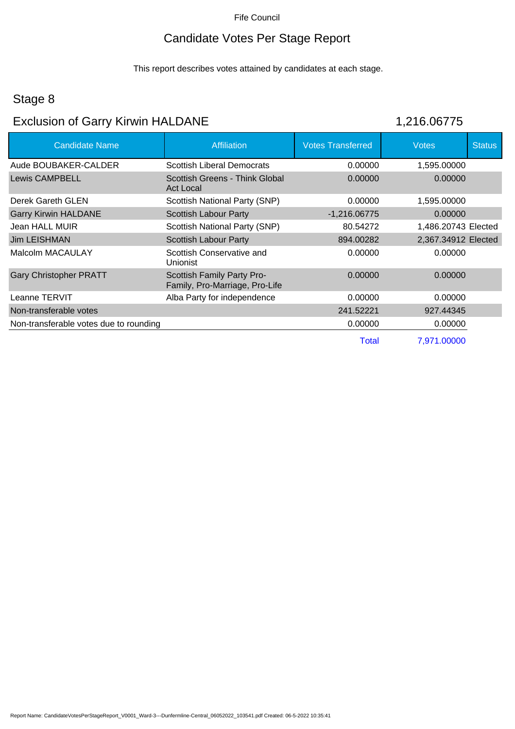Fife Council

# Candidate Votes Per Stage Report

This report describes votes attained by candidates at each stage.

## Stage 8

## Exclusion of Garry Kirwin HALDANE 1,216.06775

| Candidate Name | Affiliation | Votes Transferred | Votes | Status |
|---|---|---|---|---|
| Aude BOUBAKER-CALDER | Scottish Liberal Democrats | 0.00000 | 1,595.00000 | |
| Lewis CAMPBELL | Scottish Greens - Think Global Act Local | 0.00000 | 0.00000 | |
| Derek Gareth GLEN | Scottish National Party (SNP) | 0.00000 | 1,595.00000 | |
| Garry Kirwin HALDANE | Scottish Labour Party | -1,216.06775 | 0.00000 | |
| Jean HALL MUIR | Scottish National Party (SNP) | 80.54272 | 1,486.20743 | Elected |
| Jim LEISHMAN | Scottish Labour Party | 894.00282 | 2,367.34912 | Elected |
| Malcolm MACAULAY | Scottish Conservative and Unionist | 0.00000 | 0.00000 | |
| Gary Christopher PRATT | Scottish Family Party Pro-Family, Pro-Marriage, Pro-Life | 0.00000 | 0.00000 | |
| Leanne TERVIT | Alba Party for independence | 0.00000 | 0.00000 | |
| Non-transferable votes | | 241.52221 | 927.44345 | |
| Non-transferable votes due to rounding | | 0.00000 | 0.00000 | |
| | | Total | 7,971.00000 | |

Report Name: CandidateVotesPerStageReport_V0001_Ward-3---Dunfermline-Central_06052022_103541.pdf Created: 06-5-2022 10:35:41